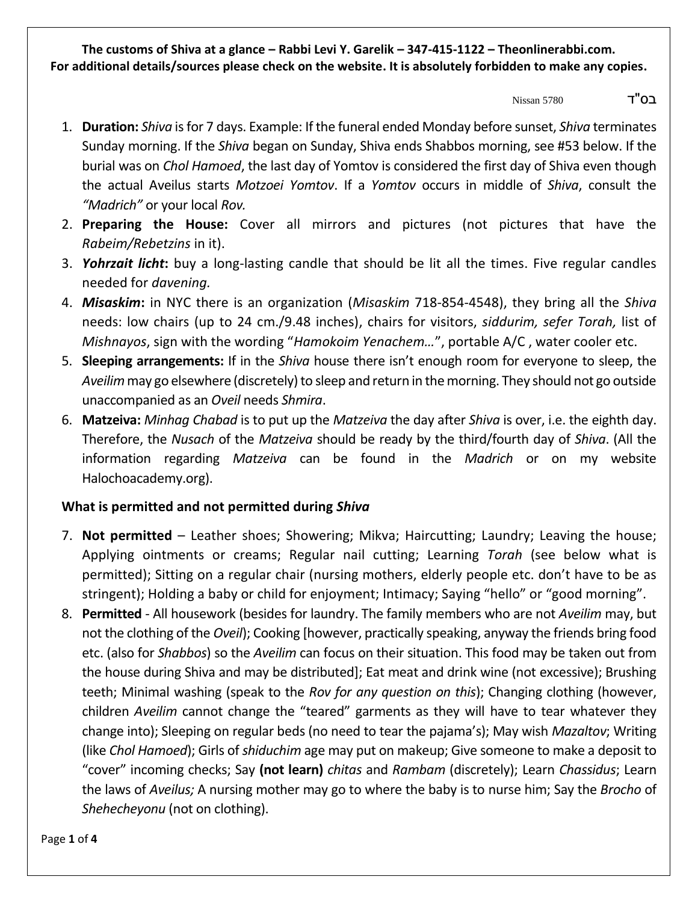**The customs of Shiva at a glance – Rabbi Levi Y. Garelik – 347-415-1122 – Theonlinerabbi.com. For additional details/sources please check on the website. It is absolutely forbidden to make any copies.**

בס"ד Nissan 5780

1. **Duration:** *Shiva* is for 7 days. Example: If the funeral ended Monday before sunset, *Shiva* terminates Sunday morning. If the *Shiva* began on Sunday, Shiva ends Shabbos morning, see #53 below. If the burial was on *Chol Hamoed*, the last day of Yomtov is considered the first day of Shiva even though the actual Aveilus starts *Motzoei Yomtov*. If a *Yomtov* occurs in middle of *Shiva*, consult the *"Madrich"* or your local *Rov.*
2. **Preparing the House:** Cover all mirrors and pictures (not pictures that have the *Rabeim/Rebetzins* in it).
3. ***Yohrzait licht*:** buy a long-lasting candle that should be lit all the times. Five regular candles needed for *davening.*
4. ***Misaskim*:** in NYC there is an organization (*Misaskim* 718-854-4548), they bring all the *Shiva* needs: low chairs (up to 24 cm./9.48 inches), chairs for visitors, *siddurim, sefer Torah,* list of *Mishnayos*, sign with the wording "*Hamokoim Yenachem…*", portable A/C , water cooler etc.
5. **Sleeping arrangements:** If in the *Shiva* house there isn't enough room for everyone to sleep, the *Aveilim* may go elsewhere (discretely) to sleep and return in the morning. They should not go outside unaccompanied as an *Oveil* needs *Shmira*.
6. **Matzeiva:** *Minhag Chabad* is to put up the *Matzeiva* the day after *Shiva* is over, i.e. the eighth day. Therefore, the *Nusach* of the *Matzeiva* should be ready by the third/fourth day of *Shiva*. (All the information regarding *Matzeiva* can be found in the *Madrich* or on my website Halochoacademy.org).

**What is permitted and not permitted during *Shiva***

7. **Not permitted** – Leather shoes; Showering; Mikva; Haircutting; Laundry; Leaving the house; Applying ointments or creams; Regular nail cutting; Learning *Torah* (see below what is permitted); Sitting on a regular chair (nursing mothers, elderly people etc. don't have to be as stringent); Holding a baby or child for enjoyment; Intimacy; Saying "hello" or "good morning".
8. **Permitted** - All housework (besides for laundry. The family members who are not *Aveilim* may, but not the clothing of the *Oveil*); Cooking [however, practically speaking, anyway the friends bring food etc. (also for *Shabbos*) so the *Aveilim* can focus on their situation. This food may be taken out from the house during Shiva and may be distributed]; Eat meat and drink wine (not excessive); Brushing teeth; Minimal washing (speak to the *Rov for any question on this*); Changing clothing (however, children *Aveilim* cannot change the "teared" garments as they will have to tear whatever they change into); Sleeping on regular beds (no need to tear the pajama's); May wish *Mazaltov*; Writing (like *Chol Hamoed*); Girls of *shiduchim* age may put on makeup; Give someone to make a deposit to "cover" incoming checks; Say **(not learn)** *chitas* and *Rambam* (discretely); Learn *Chassidus*; Learn the laws of *Aveilus;* A nursing mother may go to where the baby is to nurse him; Say the *Brocho* of *Shehecheyonu* (not on clothing).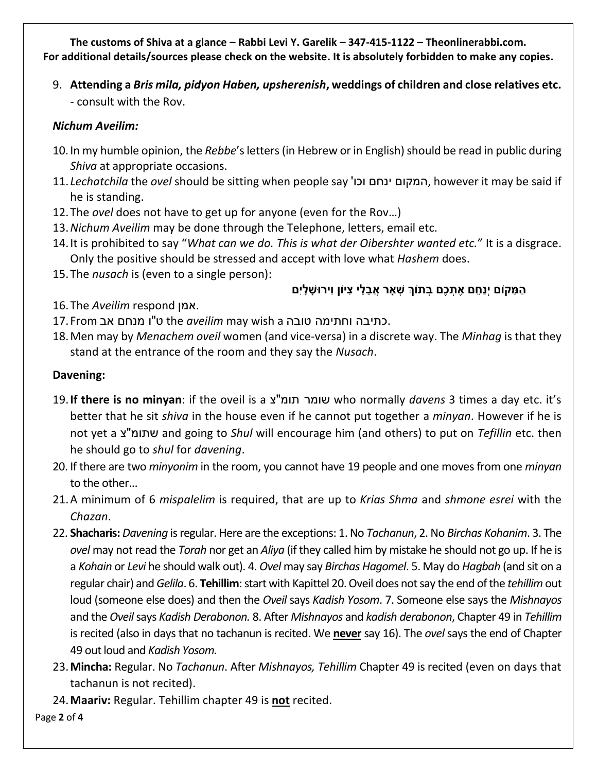9. **Attending a *Bris mila, pidyon Haben, upsherenish*, weddings of children and close relatives etc.** - consult with the Rov.

### *Nichum Aveilim:*

10. In my humble opinion, the *Rebbe*'s letters (in Hebrew or in English) should be read in public during *Shiva* at appropriate occasions.
11. *Lechatchila* the *ovel* should be sitting when people say 'המקום ינחם וכו, however it may be said if he is standing.
12. The *ovel* does not have to get up for anyone (even for the Rov…)
13. *Nichum Aveilim* may be done through the Telephone, letters, email etc.
14. It is prohibited to say "*What can we do. This is what der Oibershter wanted etc.*" It is a disgrace. Only the positive should be stressed and accept with love what *Hashem* does.
15. The *nusach* is (even to a single person):

    **הַמָּקוֹם יְנַחֵם אֶתְכֶם בְּתוֹךְ שְׁאָר אֲבֵלֵי צִיּוֹן וִירוּשָׁלָיִם**

16. The *Aveilim* respond אמן.
17. From ט"ו מנחם אב the *aveilim* may wish a כתיבה וחתימה טובה.
18. Men may by *Menachem oveil* women (and vice-versa) in a discrete way. The *Minhag* is that they stand at the entrance of the room and they say the *Nusach*.

### Davening:

19. **If there is no minyan**: if the oveil is a שומר תומ"צ who normally *davens* 3 times a day etc. it's better that he sit *shiva* in the house even if he cannot put together a *minyan*. However if he is not yet a שתומ"צ and going to *Shul* will encourage him (and others) to put on *Tefillin* etc. then he should go to *shul* for *davening*.
20. If there are two *minyonim* in the room, you cannot have 19 people and one moves from one *minyan* to the other…
21. A minimum of 6 *mispalelim* is required, that are up to *Krias Shma* and *shmone esrei* with the *Chazan*.
22. **Shacharis:** *Davening* is regular. Here are the exceptions: 1. No *Tachanun*, 2. No *Birchas Kohanim*. 3. The *ovel* may not read the *Torah* nor get an *Aliya* (if they called him by mistake he should not go up. If he is a *Kohain* or *Levi* he should walk out). 4. *Ovel* may say *Birchas Hagomel*. 5. May do *Hagbah* (and sit on a regular chair) and *Gelila*. 6. **Tehillim**: start with Kapittel 20. Oveil does not say the end of the *tehillim* out loud (someone else does) and then the *Oveil* says *Kadish Yosom*. 7. Someone else says the *Mishnayos* and the *Oveil* says *Kadish Derabonon.* 8. After *Mishnayos* and *kadish derabonon*, Chapter 49 in *Tehillim* is recited (also in days that no tachanun is recited. We **never** say 16). The *ovel* says the end of Chapter 49 out loud and *Kadish Yosom.*
23. **Mincha:** Regular. No *Tachanun*. After *Mishnayos, Tehillim* Chapter 49 is recited (even on days that tachanun is not recited).
24. **Maariv:** Regular. Tehillim chapter 49 is **not** recited.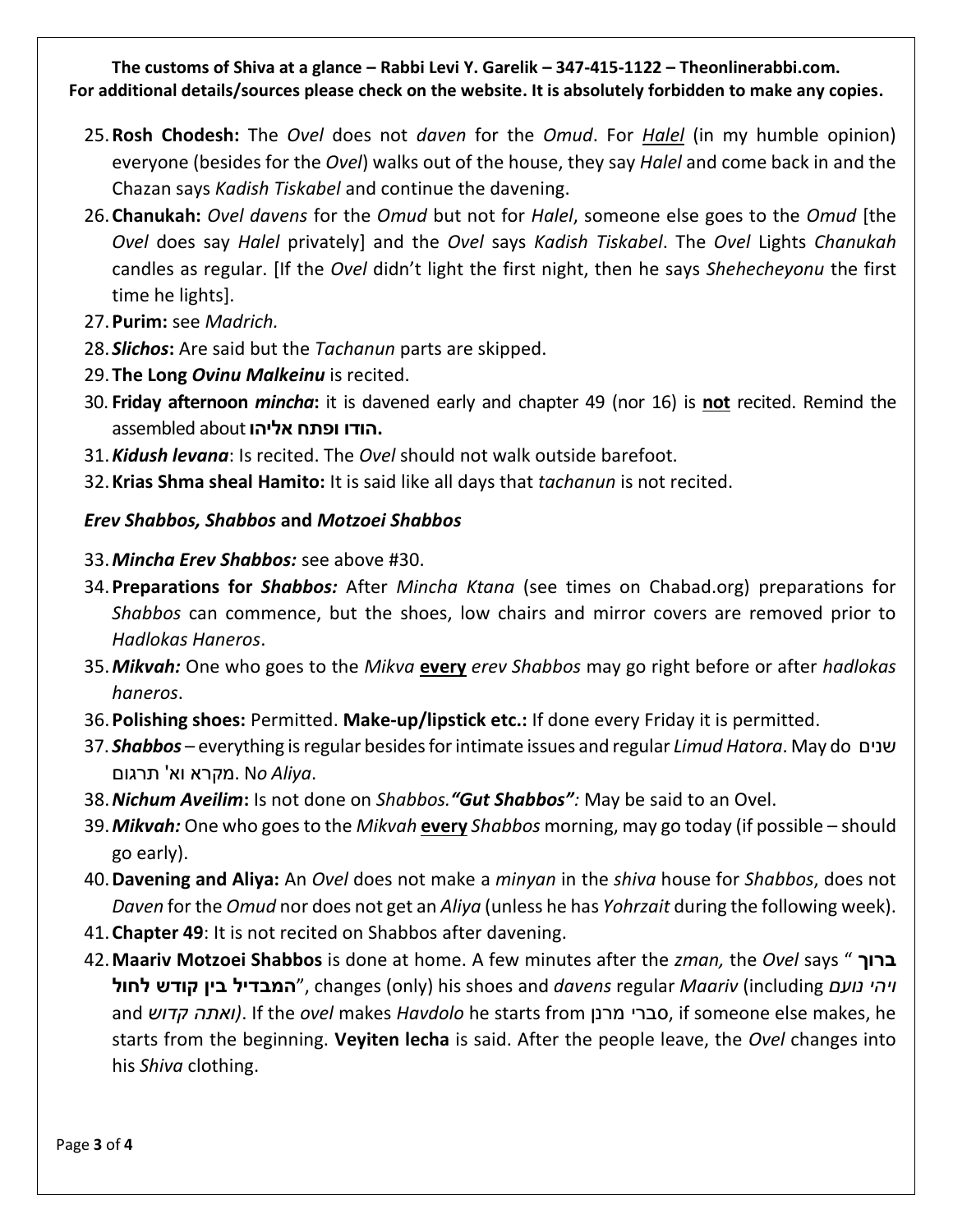25. **Rosh Chodesh:** The *Ovel* does not *daven* for the *Omud*. For ***Halel*** (in my humble opinion) everyone (besides for the *Ovel*) walks out of the house, they say *Halel* and come back in and the Chazan says *Kadish Tiskabel* and continue the davening.
26. **Chanukah:** *Ovel davens* for the *Omud* but not for *Halel*, someone else goes to the *Omud* [the *Ovel* does say *Halel* privately] and the *Ovel* says *Kadish Tiskabel*. The *Ovel* Lights *Chanukah* candles as regular. [If the *Ovel* didn't light the first night, then he says *Shehecheyonu* the first time he lights].
27. **Purim:** see *Madrich.*
28. ***Slichos*:** Are said but the *Tachanun* parts are skipped.
29. **The Long *Ovinu Malkeinu*** is recited.
30. **Friday afternoon *mincha*:** it is davened early and chapter 49 (nor 16) is **not** recited. Remind the assembled about **הודו ופתח אליהו.**
31. ***Kidush levana*:** Is recited. The *Ovel* should not walk outside barefoot.
32. **Krias Shma sheal Hamito:** It is said like all days that *tachanun* is not recited.

### *Erev Shabbos, Shabbos* and *Motzoei Shabbos*

33. ***Mincha Erev Shabbos:*** see above #30.
34. **Preparations for *Shabbos:*** After *Mincha Ktana* (see times on Chabad.org) preparations for *Shabbos* can commence, but the shoes, low chairs and mirror covers are removed prior to *Hadlokas Haneros*.
35. ***Mikvah:*** One who goes to the *Mikva* **every** *erev Shabbos* may go right before or after *hadlokas haneros*.
36. **Polishing shoes:** Permitted. **Make-up/lipstick etc.:** If done every Friday it is permitted.
37. ***Shabbos*** – everything is regular besides for intimate issues and regular *Limud Hatora*. May do שנים מקרא ואי' תרגום. N*o Aliya*.
38. ***Nichum Aveilim*:** Is not done on *Shabbos.* ***"Gut Shabbos":*** May be said to an Ovel.
39. ***Mikvah:*** One who goes to the *Mikvah* **every** *Shabbos* morning, may go today (if possible – should go early).
40. **Davening and Aliya:** An *Ovel* does not make a *minyan* in the *shiva* house for *Shabbos*, does not *Daven* for the *Omud* nor does not get an *Aliya* (unless he has *Yohrzait* during the following week).
41. **Chapter 49**: It is not recited on Shabbos after davening.
42. **Maariv Motzoei Shabbos** is done at home. A few minutes after the *zman,* the *Ovel* says "**ברוך המבדיל בין קודש לחול**", changes (only) his shoes and *davens* regular *Maariv* (including *ויהי נועם* and *ואתה קדוש)*. If the *ovel* makes *Havdolo* he starts from סברי מרנן, if someone else makes, he starts from the beginning. **Veyiten lecha** is said. After the people leave, the *Ovel* changes into his *Shiva* clothing.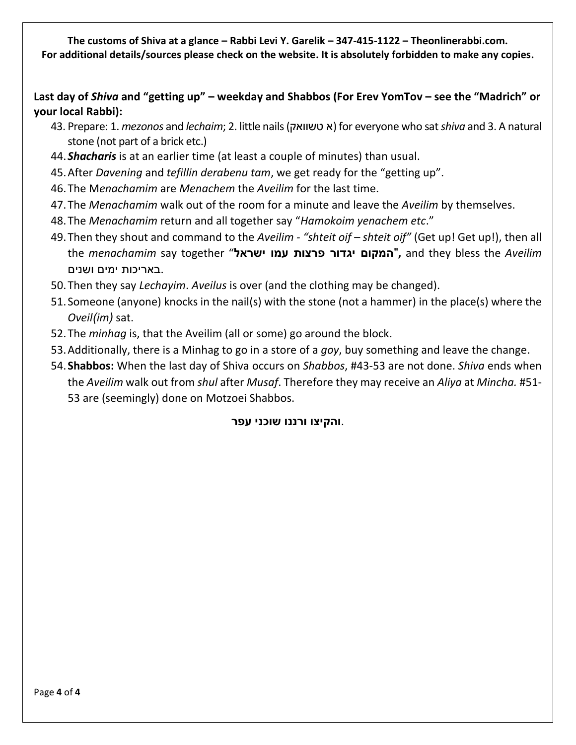**Last day of *Shiva* and "getting up" – weekday and Shabbos (For Erev YomTov – see the "Madrich" or your local Rabbi):**

43. Prepare: 1. *mezonos* and *lechaim*; 2. little nails (א טשוואק) for everyone who sat *shiva* and 3. A natural stone (not part of a brick etc.)
44. ***Shacharis*** is at an earlier time (at least a couple of minutes) than usual.
45. After *Davening* and *tefillin derabenu tam*, we get ready for the "getting up".
46. The M*enachamim* are *Menachem* the *Aveilim* for the last time.
47. The *Menachamim* walk out of the room for a minute and leave the *Aveilim* by themselves.
48. The *Menachamim* return and all together say "*Hamokoim yenachem etc*."
49. Then they shout and command to the *Aveilim* - *"shteit oif – shteit oif"* (Get up! Get up!), then all the *menachamim* say together "**המקום יגדור פרצות עמו ישראל",** and they bless the *Aveilim* באריכות ימים ושנים.
50. Then they say *Lechayim*. *Aveilus* is over (and the clothing may be changed).
51. Someone (anyone) knocks in the nail(s) with the stone (not a hammer) in the place(s) where the *Oveil(im)* sat.
52. The *minhag* is, that the Aveilim (all or some) go around the block.
53. Additionally, there is a Minhag to go in a store of a *goy*, buy something and leave the change.
54. **Shabbos:** When the last day of Shiva occurs on *Shabbos*, #43-53 are not done. *Shiva* ends when the *Aveilim* walk out from *shul* after *Musaf*. Therefore they may receive an *Aliya* at *Mincha.* #51-53 are (seemingly) done on Motzoei Shabbos.

**והקיצו ורננו שוכני עפר.**